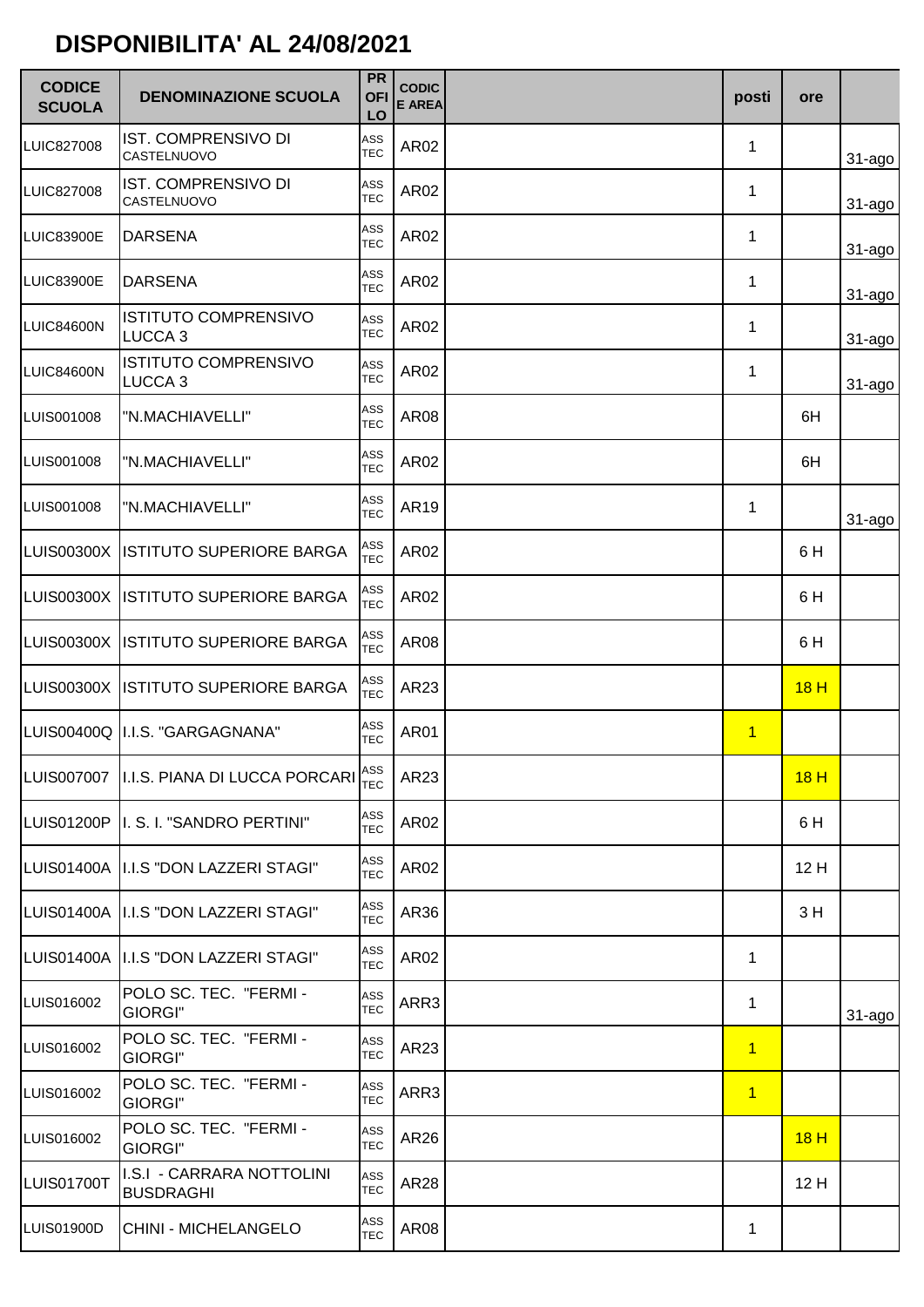# DISPONIBILITA' AL 24/08/2021

| CODICE SCUOLA | DENOMINAZIONE SCUOLA | PROFILO | CODICE AREA | | posti | ore | |
|---|---|---|---|---|---|---|---|
| LUIC827008 | IST. COMPRENSIVO DI CASTELNUOVO | ASS TEC | AR02 | | 1 | | 31-ago |
| LUIC827008 | IST. COMPRENSIVO DI CASTELNUOVO | ASS TEC | AR02 | | 1 | | 31-ago |
| LUIC83900E | DARSENA | ASS TEC | AR02 | | 1 | | 31-ago |
| LUIC83900E | DARSENA | ASS TEC | AR02 | | 1 | | 31-ago |
| LUIC84600N | ISTITUTO COMPRENSIVO LUCCA 3 | ASS TEC | AR02 | | 1 | | 31-ago |
| LUIC84600N | ISTITUTO COMPRENSIVO LUCCA 3 | ASS TEC | AR02 | | 1 | | 31-ago |
| LUIS001008 | "N.MACHIAVELLI" | ASS TEC | AR08 | | | 6H | |
| LUIS001008 | "N.MACHIAVELLI" | ASS TEC | AR02 | | | 6H | |
| LUIS001008 | "N.MACHIAVELLI" | ASS TEC | AR19 | | 1 | | 31-ago |
| LUIS00300X | ISTITUTO SUPERIORE BARGA | ASS TEC | AR02 | | | 6 H | |
| LUIS00300X | ISTITUTO SUPERIORE BARGA | ASS TEC | AR02 | | | 6 H | |
| LUIS00300X | ISTITUTO SUPERIORE BARGA | ASS TEC | AR08 | | | 6 H | |
| LUIS00300X | ISTITUTO SUPERIORE BARGA | ASS TEC | AR23 | | | 18 H | |
| LUIS00400Q | I.I.S. "GARGAGNANA" | ASS TEC | AR01 | | 1 | | |
| LUIS007007 | I.I.S. PIANA DI LUCCA PORCARI | ASS TEC | AR23 | | | 18 H | |
| LUIS01200P | I. S. I. "SANDRO PERTINI" | ASS TEC | AR02 | | | 6 H | |
| LUIS01400A | I.I.S "DON LAZZERI STAGI" | ASS TEC | AR02 | | | 12 H | |
| LUIS01400A | I.I.S "DON LAZZERI STAGI" | ASS TEC | AR36 | | | 3 H | |
| LUIS01400A | I.I.S "DON LAZZERI STAGI" | ASS TEC | AR02 | | 1 | | |
| LUIS016002 | POLO SC. TEC. "FERMI - GIORGI" | ASS TEC | ARR3 | | 1 | | 31-ago |
| LUIS016002 | POLO SC. TEC. "FERMI - GIORGI" | ASS TEC | AR23 | | 1 | | |
| LUIS016002 | POLO SC. TEC. "FERMI - GIORGI" | ASS TEC | ARR3 | | 1 | | |
| LUIS016002 | POLO SC. TEC. "FERMI - GIORGI" | ASS TEC | AR26 | | | 18 H | |
| LUIS01700T | I.S.I - CARRARA NOTTOLINI BUSDRAGHI | ASS TEC | AR28 | | | 12 H | |
| LUIS01900D | CHINI - MICHELANGELO | ASS TEC | AR08 | | 1 | | |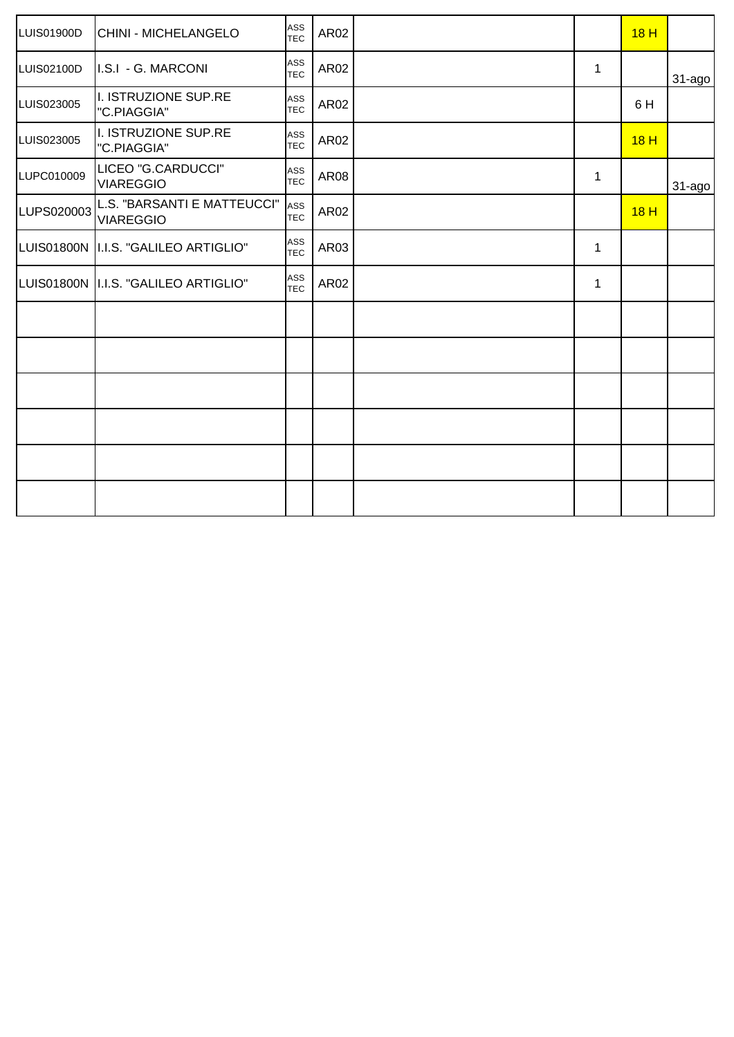| | | | | | | | |
|---|---|---|---|---|---|---|---|
| LUIS01900D | CHINI - MICHELANGELO | ASS TEC | AR02 | | | 18 H | |
| LUIS02100D | I.S.I - G. MARCONI | ASS TEC | AR02 | | 1 | | 31-ago |
| LUIS023005 | I. ISTRUZIONE SUP.RE "C.PIAGGIA" | ASS TEC | AR02 | | | 6 H | |
| LUIS023005 | I. ISTRUZIONE SUP.RE "C.PIAGGIA" | ASS TEC | AR02 | | | 18 H | |
| LUPC010009 | LICEO "G.CARDUCCI" VIAREGGIO | ASS TEC | AR08 | | 1 | | 31-ago |
| LUPS020003 | L.S. "BARSANTI E MATTEUCCI" VIAREGGIO | ASS TEC | AR02 | | | 18 H | |
| LUIS01800N | I.I.S. "GALILEO ARTIGLIO" | ASS TEC | AR03 | | 1 | | |
| LUIS01800N | I.I.S. "GALILEO ARTIGLIO" | ASS TEC | AR02 | | 1 | | |
| | | | | | | | |
| | | | | | | | |
| | | | | | | | |
| | | | | | | | |
| | | | | | | | |
| | | | | | | | |